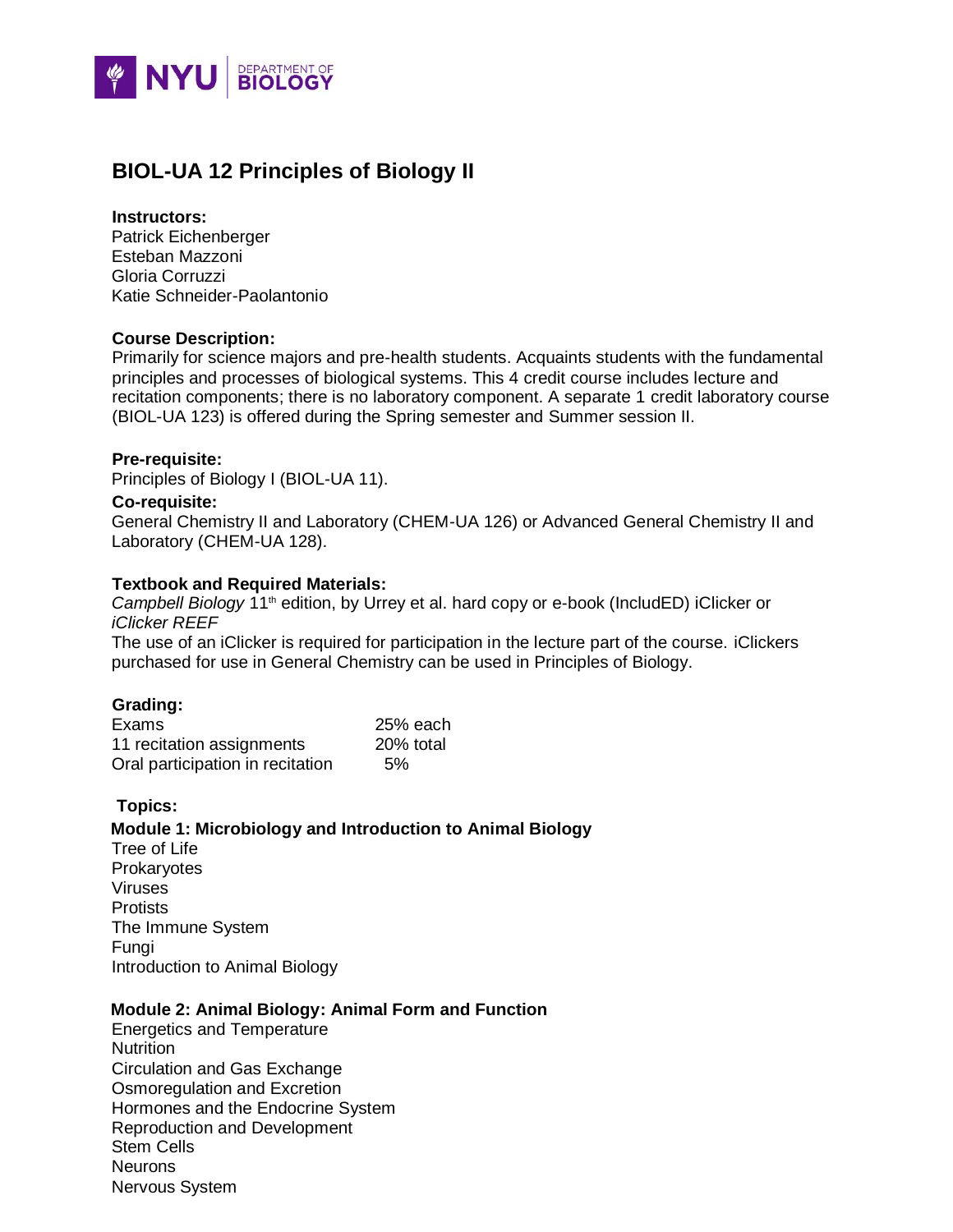# BIOL-UA 12 Principles of Biology II

**Instructors:**
Patrick Eichenberger
Esteban Mazzoni
Gloria Corruzzi
Katie Schneider-Paolantonio

**Course Description:**
Primarily for science majors and pre-health students. Acquaints students with the fundamental principles and processes of biological systems. This 4 credit course includes lecture and recitation components; there is no laboratory component. A separate 1 credit laboratory course (BIOL-UA 123) is offered during the Spring semester and Summer session II.

**Pre-requisite:**
Principles of Biology I (BIOL-UA 11).

**Co-requisite:**
General Chemistry II and Laboratory (CHEM-UA 126) or Advanced General Chemistry II and Laboratory (CHEM-UA 128).

**Textbook and Required Materials:**
*Campbell Biology* 11th edition, by Urrey et al. hard copy or e-book (IncludED) iClicker or *iClicker REEF*
The use of an iClicker is required for participation in the lecture part of the course. iClickers purchased for use in General Chemistry can be used in Principles of Biology.

**Grading:**

| | |
|---|---|
| Exams | 25% each |
| 11 recitation assignments | 20% total |
| Oral participation in recitation | 5% |

**Topics:**

**Module 1: Microbiology and Introduction to Animal Biology**
Tree of Life
Prokaryotes
Viruses
Protists
The Immune System
Fungi
Introduction to Animal Biology

**Module 2: Animal Biology: Animal Form and Function**
Energetics and Temperature
Nutrition
Circulation and Gas Exchange
Osmoregulation and Excretion
Hormones and the Endocrine System
Reproduction and Development
Stem Cells
Neurons
Nervous System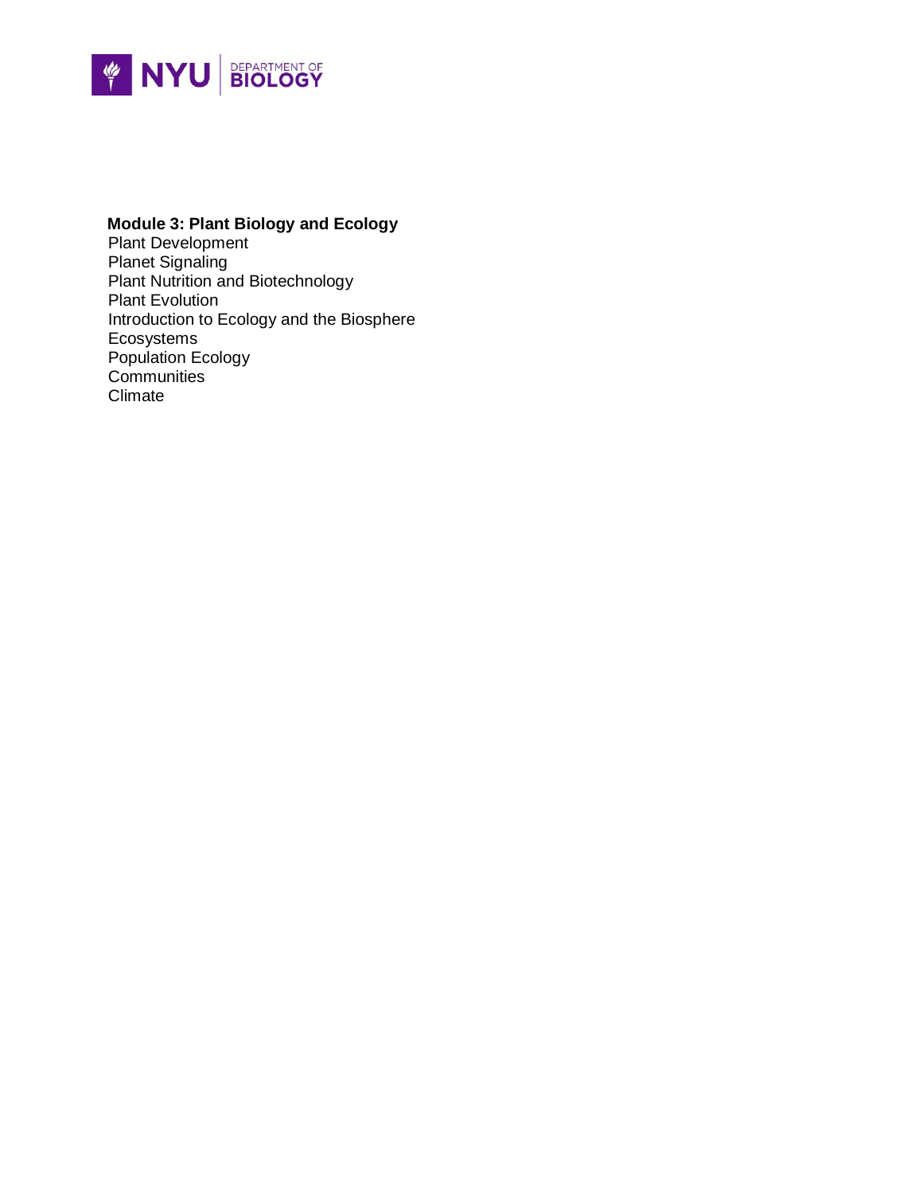**Module 3: Plant Biology and Ecology**

Plant Development
Planet Signaling
Plant Nutrition and Biotechnology
Plant Evolution
Introduction to Ecology and the Biosphere
Ecosystems
Population Ecology
Communities
Climate